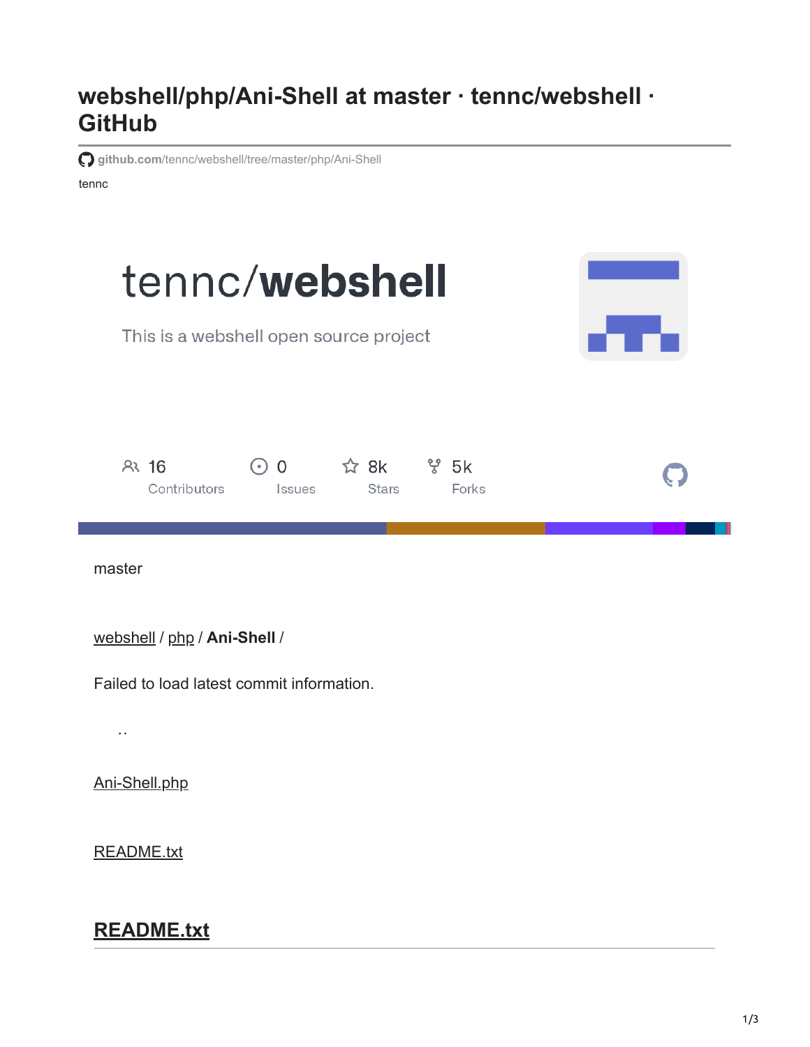# webshell/php/Ani-Shell at master · tennc/webshell · GitHub

github.com/tennc/webshell/tree/master/php/Ani-Shell

tennc

tennc/**webshell**

This is a webshell open source project

16 Contributors

0 Issues

8k Stars

5k Forks

master

webshell / php / **Ani-Shell** /

Failed to load latest commit information.

..

Ani-Shell.php

README.txt

## README.txt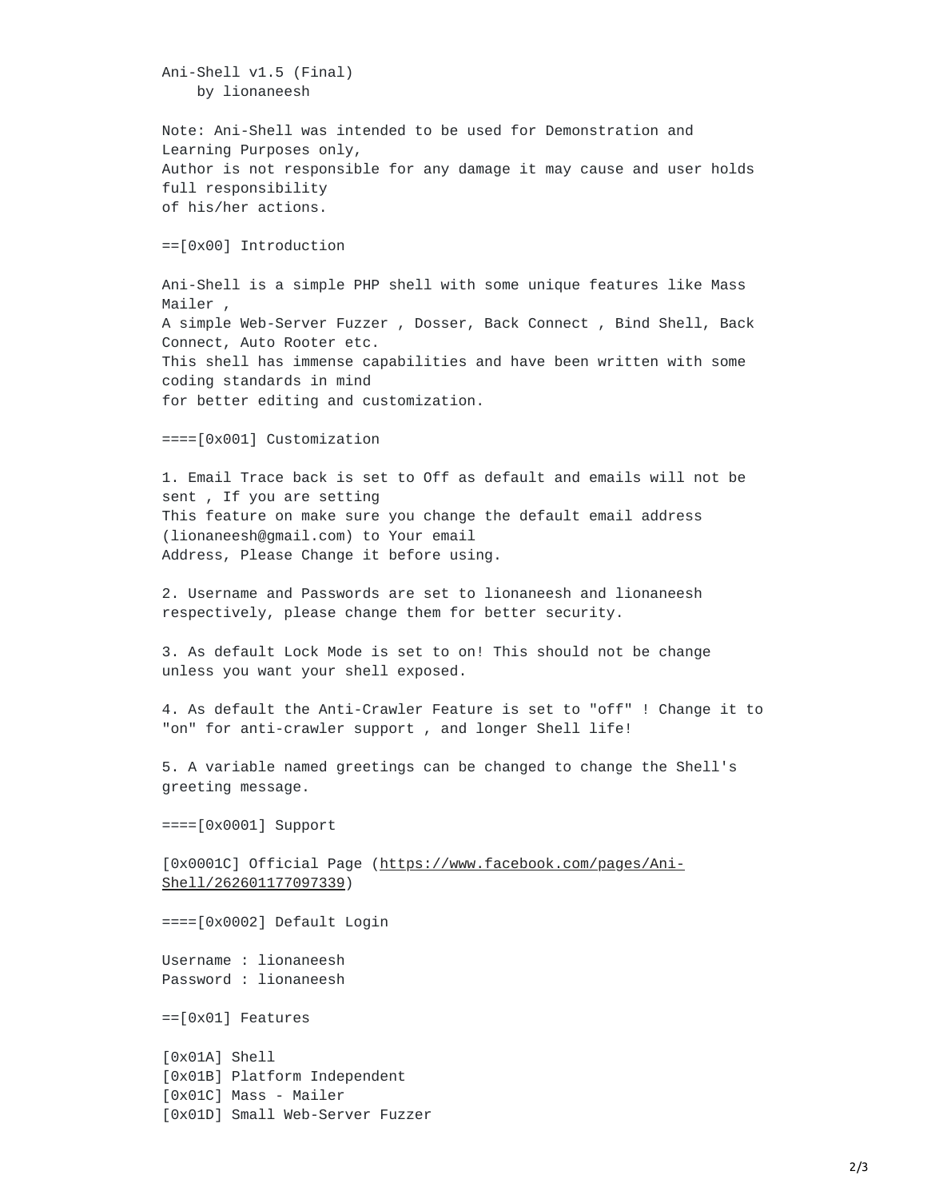Ani-Shell v1.5 (Final)
    by lionaneesh

Note: Ani-Shell was intended to be used for Demonstration and Learning Purposes only,
Author is not responsible for any damage it may cause and user holds full responsibility
of his/her actions.

==[0x00] Introduction

Ani-Shell is a simple PHP shell with some unique features like Mass Mailer ,
A simple Web-Server Fuzzer , Dosser, Back Connect , Bind Shell, Back Connect, Auto Rooter etc.
This shell has immense capabilities and have been written with some coding standards in mind
for better editing and customization.

====[0x001] Customization

1. Email Trace back is set to Off as default and emails will not be sent , If you are setting
This feature on make sure you change the default email address (lionaneesh@gmail.com) to Your email
Address, Please Change it before using.

2. Username and Passwords are set to lionaneesh and lionaneesh respectively, please change them for better security.

3. As default Lock Mode is set to on! This should not be change unless you want your shell exposed.

4. As default the Anti-Crawler Feature is set to "off" ! Change it to "on" for anti-crawler support , and longer Shell life!

5. A variable named greetings can be changed to change the Shell's greeting message.

====[0x0001] Support

[0x0001C] Official Page (https://www.facebook.com/pages/Ani-Shell/262601177097339)

====[0x0002] Default Login

Username : lionaneesh
Password : lionaneesh

==[0x01] Features

[0x01A] Shell
[0x01B] Platform Independent
[0x01C] Mass - Mailer
[0x01D] Small Web-Server Fuzzer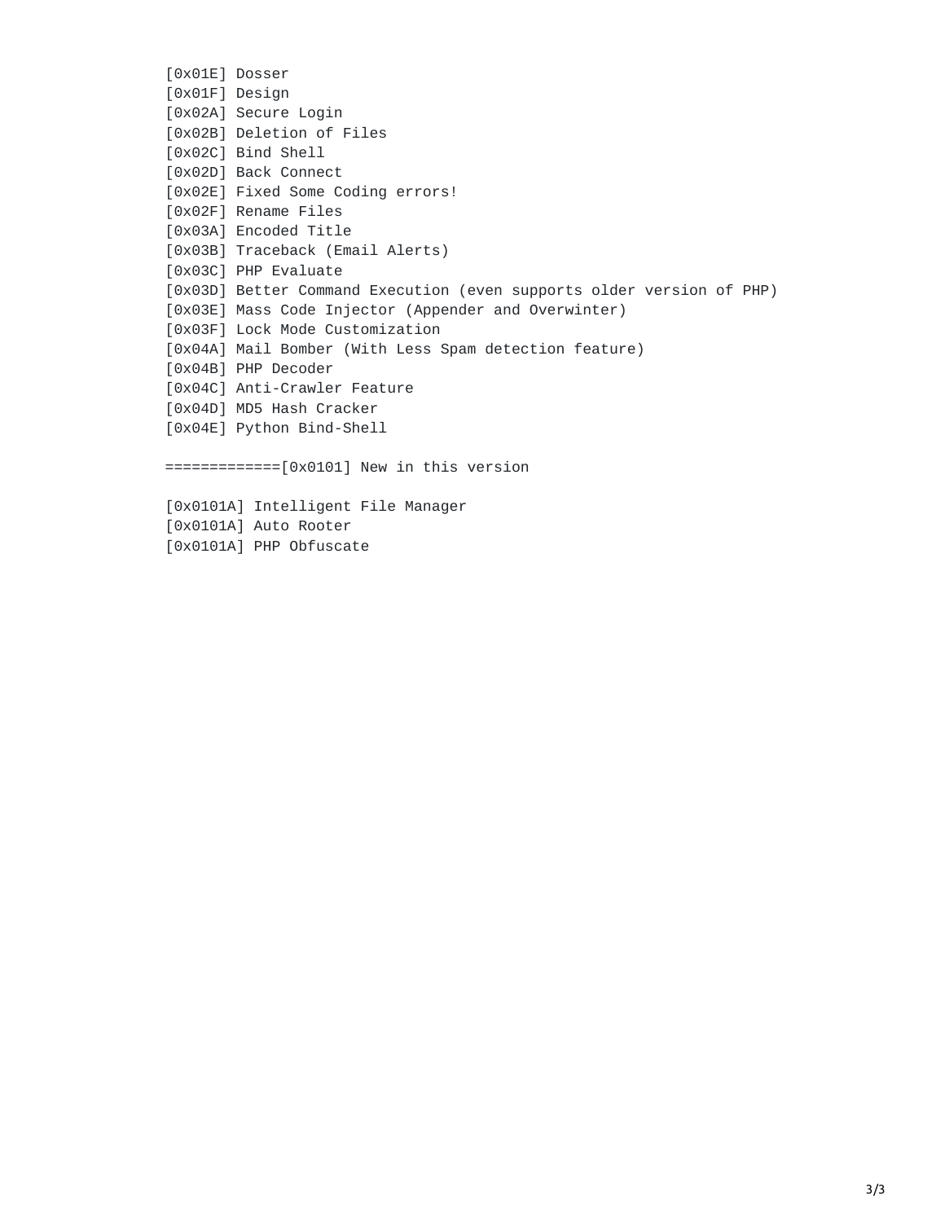```
[0x01E] Dosser
[0x01F] Design
[0x02A] Secure Login
[0x02B] Deletion of Files
[0x02C] Bind Shell
[0x02D] Back Connect
[0x02E] Fixed Some Coding errors!
[0x02F] Rename Files
[0x03A] Encoded Title
[0x03B] Traceback (Email Alerts)
[0x03C] PHP Evaluate
[0x03D] Better Command Execution (even supports older version of PHP)
[0x03E] Mass Code Injector (Appender and Overwinter)
[0x03F] Lock Mode Customization
[0x04A] Mail Bomber (With Less Spam detection feature)
[0x04B] PHP Decoder
[0x04C] Anti-Crawler Feature
[0x04D] MD5 Hash Cracker
[0x04E] Python Bind-Shell

=============[0x0101] New in this version

[0x0101A] Intelligent File Manager
[0x0101A] Auto Rooter
[0x0101A] PHP Obfuscate
```